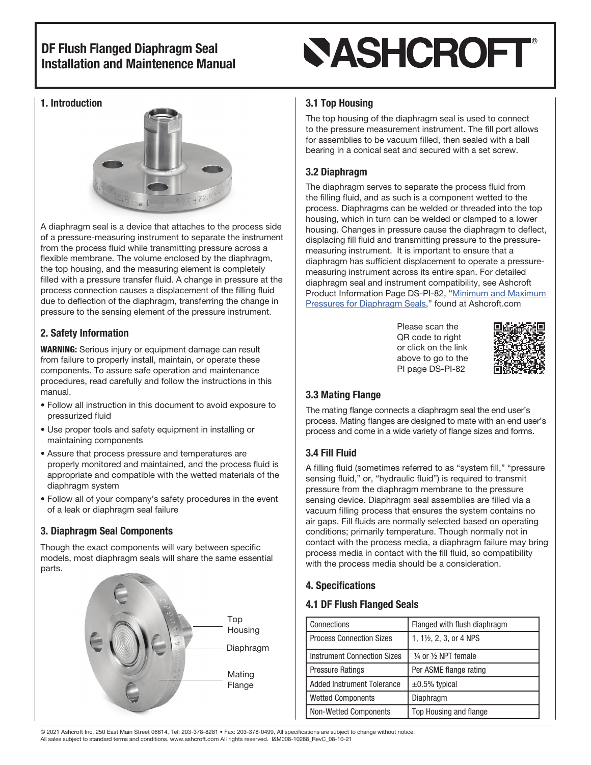# DF Flush Flanged Diaphragm Seal Installation and Maintenence Manual

ASHCROFT®

## 1. Introduction

A diaphragm seal is a device that attaches to the process side of a pressure-measuring instrument to separate the instrument from the process fluid while transmitting pressure across a flexible membrane. The volume enclosed by the diaphragm, the top housing, and the measuring element is completely filled with a pressure transfer fluid. A change in pressure at the process connection causes a displacement of the filling fluid due to deflection of the diaphragm, transferring the change in pressure to the sensing element of the pressure instrument.

## 2. Safety Information

**WARNING:** Serious injury or equipment damage can result from failure to properly install, maintain, or operate these components. To assure safe operation and maintenance procedures, read carefully and follow the instructions in this manual.

- Follow all instruction in this document to avoid exposure to pressurized fluid
- Use proper tools and safety equipment in installing or maintaining components
- Assure that process pressure and temperatures are properly monitored and maintained, and the process fluid is appropriate and compatible with the wetted materials of the diaphragm system
- Follow all of your company's safety procedures in the event of a leak or diaphragm seal failure

## 3. Diaphragm Seal Components

Though the exact components will vary between specific models, most diaphragm seals will share the same essential parts.

Top Housing

Diaphragm

Mating Flange

### 3.1 Top Housing

The top housing of the diaphragm seal is used to connect to the pressure measurement instrument. The fill port allows for assemblies to be vacuum filled, then sealed with a ball bearing in a conical seat and secured with a set screw.

### 3.2 Diaphragm

The diaphragm serves to separate the process fluid from the filling fluid, and as such is a component wetted to the process. Diaphragms can be welded or threaded into the top housing, which in turn can be welded or clamped to a lower housing. Changes in pressure cause the diaphragm to deflect, displacing fill fluid and transmitting pressure to the pressure-measuring instrument. It is important to ensure that a diaphragm has sufficient displacement to operate a pressure-measuring instrument across its entire span. For detailed diaphragm seal and instrument compatibility, see Ashcroft Product Information Page DS-PI-82, "Minimum and Maximum Pressures for Diaphragm Seals," found at Ashcroft.com

Please scan the QR code to right or click on the link above to go to the PI page DS-PI-82

### 3.3 Mating Flange

The mating flange connects a diaphragm seal the end user's process. Mating flanges are designed to mate with an end user's process and come in a wide variety of flange sizes and forms.

### 3.4 Fill Fluid

A filling fluid (sometimes referred to as "system fill," "pressure sensing fluid," or, "hydraulic fluid") is required to transmit pressure from the diaphragm membrane to the pressure sensing device. Diaphragm seal assemblies are filled via a vacuum filling process that ensures the system contains no air gaps. Fill fluids are normally selected based on operating conditions; primarily temperature. Though normally not in contact with the process media, a diaphragm failure may bring process media in contact with the fill fluid, so compatibility with the process media should be a consideration.

## 4. Specifications

### 4.1 DF Flush Flanged Seals

| | |
|---|---|
| Connections | Flanged with flush diaphragm |
| Process Connection Sizes | 1, 1½, 2, 3, or 4 NPS |
| Instrument Connection Sizes | ¼ or ½ NPT female |
| Pressure Ratings | Per ASME flange rating |
| Added Instrument Tolerance | ±0.5% typical |
| Wetted Components | Diaphragm |
| Non-Wetted Components | Top Housing and flange |

© 2021 Ashcroft Inc. 250 East Main Street 06614, Tel: 203-378-8281 • Fax: 203-378-0499, All specifications are subject to change without notice. All sales subject to standard terms and conditions. www.ashcroft.com All rights reserved. I&M008-10288_RevC_08-10-21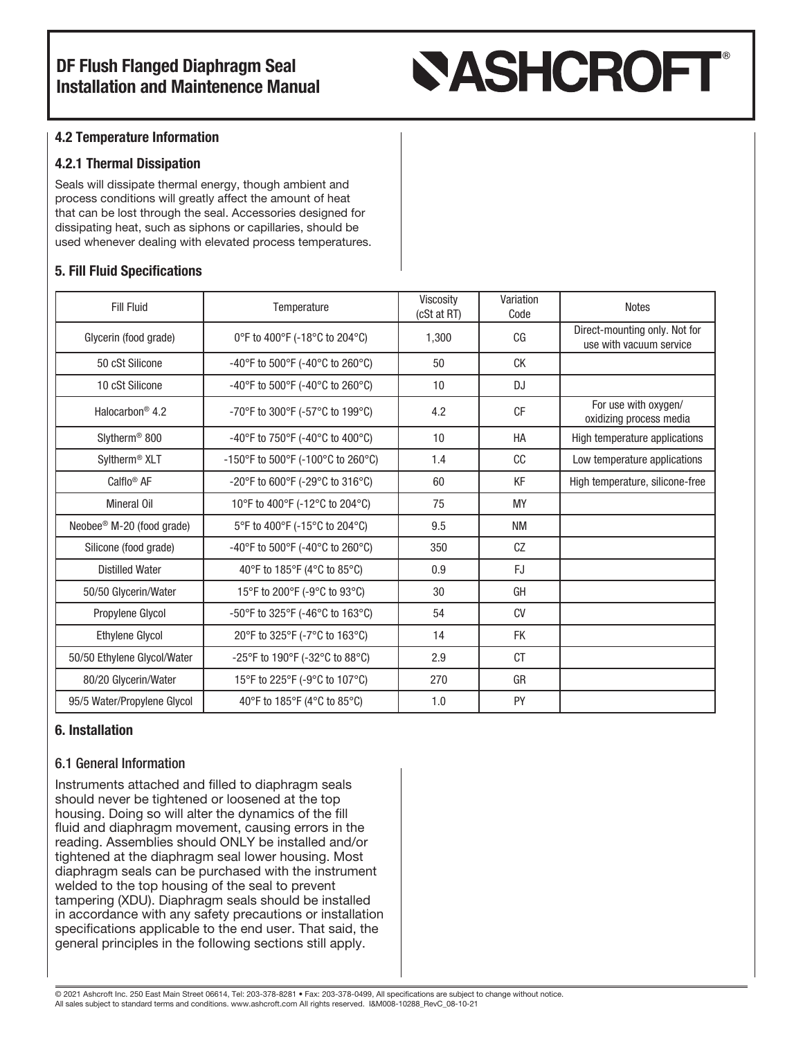### 4.2 Temperature Information

#### 4.2.1 Thermal Dissipation

Seals will dissipate thermal energy, though ambient and process conditions will greatly affect the amount of heat that can be lost through the seal. Accessories designed for dissipating heat, such as siphons or capillaries, should be used whenever dealing with elevated process temperatures.

## 5. Fill Fluid Specifications

| Fill Fluid | Temperature | Viscosity (cSt at RT) | Variation Code | Notes |
|---|---|---|---|---|
| Glycerin (food grade) | 0°F to 400°F (-18°C to 204°C) | 1,300 | CG | Direct-mounting only. Not for use with vacuum service |
| 50 cSt Silicone | -40°F to 500°F (-40°C to 260°C) | 50 | CK | |
| 10 cSt Silicone | -40°F to 500°F (-40°C to 260°C) | 10 | DJ | |
| Halocarbon® 4.2 | -70°F to 300°F (-57°C to 199°C) | 4.2 | CF | For use with oxygen/ oxidizing process media |
| Slytherm® 800 | -40°F to 750°F (-40°C to 400°C) | 10 | HA | High temperature applications |
| Syltherm® XLT | -150°F to 500°F (-100°C to 260°C) | 1.4 | CC | Low temperature applications |
| Calflo® AF | -20°F to 600°F (-29°C to 316°C) | 60 | KF | High temperature, silicone-free |
| Mineral Oil | 10°F to 400°F (-12°C to 204°C) | 75 | MY | |
| Neobee® M-20 (food grade) | 5°F to 400°F (-15°C to 204°C) | 9.5 | NM | |
| Silicone (food grade) | -40°F to 500°F (-40°C to 260°C) | 350 | CZ | |
| Distilled Water | 40°F to 185°F (4°C to 85°C) | 0.9 | FJ | |
| 50/50 Glycerin/Water | 15°F to 200°F (-9°C to 93°C) | 30 | GH | |
| Propylene Glycol | -50°F to 325°F (-46°C to 163°C) | 54 | CV | |
| Ethylene Glycol | 20°F to 325°F (-7°C to 163°C) | 14 | FK | |
| 50/50 Ethylene Glycol/Water | -25°F to 190°F (-32°C to 88°C) | 2.9 | CT | |
| 80/20 Glycerin/Water | 15°F to 225°F (-9°C to 107°C) | 270 | GR | |
| 95/5 Water/Propylene Glycol | 40°F to 185°F (4°C to 85°C) | 1.0 | PY | |

## 6. Installation

### 6.1 General Information

Instruments attached and filled to diaphragm seals should never be tightened or loosened at the top housing. Doing so will alter the dynamics of the fill fluid and diaphragm movement, causing errors in the reading. Assemblies should ONLY be installed and/or tightened at the diaphragm seal lower housing. Most diaphragm seals can be purchased with the instrument welded to the top housing of the seal to prevent tampering (XDU). Diaphragm seals should be installed in accordance with any safety precautions or installation specifications applicable to the end user. That said, the general principles in the following sections still apply.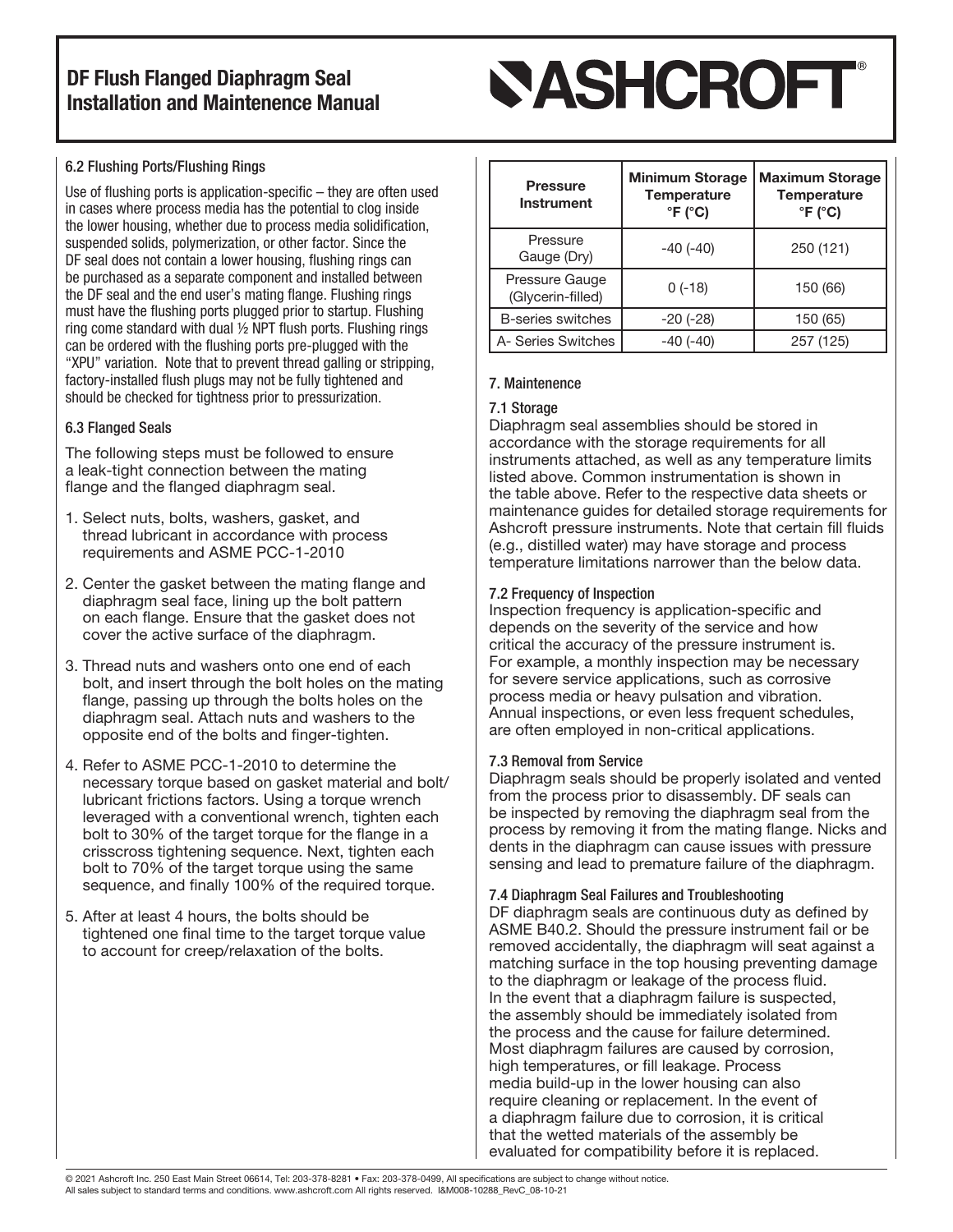### 6.2 Flushing Ports/Flushing Rings

Use of flushing ports is application-specific – they are often used in cases where process media has the potential to clog inside the lower housing, whether due to process media solidification, suspended solids, polymerization, or other factor. Since the DF seal does not contain a lower housing, flushing rings can be purchased as a separate component and installed between the DF seal and the end user's mating flange. Flushing rings must have the flushing ports plugged prior to startup. Flushing ring come standard with dual ½ NPT flush ports. Flushing rings can be ordered with the flushing ports pre-plugged with the "XPU" variation. Note that to prevent thread galling or stripping, factory-installed flush plugs may not be fully tightened and should be checked for tightness prior to pressurization.

### 6.3 Flanged Seals

The following steps must be followed to ensure a leak-tight connection between the mating flange and the flanged diaphragm seal.

1. Select nuts, bolts, washers, gasket, and thread lubricant in accordance with process requirements and ASME PCC-1-2010
2. Center the gasket between the mating flange and diaphragm seal face, lining up the bolt pattern on each flange. Ensure that the gasket does not cover the active surface of the diaphragm.
3. Thread nuts and washers onto one end of each bolt, and insert through the bolt holes on the mating flange, passing up through the bolts holes on the diaphragm seal. Attach nuts and washers to the opposite end of the bolts and finger-tighten.
4. Refer to ASME PCC-1-2010 to determine the necessary torque based on gasket material and bolt/lubricant frictions factors. Using a torque wrench leveraged with a conventional wrench, tighten each bolt to 30% of the target torque for the flange in a crisscross tightening sequence. Next, tighten each bolt to 70% of the target torque using the same sequence, and finally 100% of the required torque.
5. After at least 4 hours, the bolts should be tightened one final time to the target torque value to account for creep/relaxation of the bolts.

| Pressure Instrument | Minimum Storage Temperature °F (°C) | Maximum Storage Temperature °F (°C) |
|---|---|---|
| Pressure Gauge (Dry) | -40 (-40) | 250 (121) |
| Pressure Gauge (Glycerin-filled) | 0 (-18) | 150 (66) |
| B-series switches | -20 (-28) | 150 (65) |
| A- Series Switches | -40 (-40) | 257 (125) |

## 7. Maintenence

### 7.1 Storage

Diaphragm seal assemblies should be stored in accordance with the storage requirements for all instruments attached, as well as any temperature limits listed above. Common instrumentation is shown in the table above. Refer to the respective data sheets or maintenance guides for detailed storage requirements for Ashcroft pressure instruments. Note that certain fill fluids (e.g., distilled water) may have storage and process temperature limitations narrower than the below data.

### 7.2 Frequency of Inspection

Inspection frequency is application-specific and depends on the severity of the service and how critical the accuracy of the pressure instrument is. For example, a monthly inspection may be necessary for severe service applications, such as corrosive process media or heavy pulsation and vibration. Annual inspections, or even less frequent schedules, are often employed in non-critical applications.

### 7.3 Removal from Service

Diaphragm seals should be properly isolated and vented from the process prior to disassembly. DF seals can be inspected by removing the diaphragm seal from the process by removing it from the mating flange. Nicks and dents in the diaphragm can cause issues with pressure sensing and lead to premature failure of the diaphragm.

### 7.4 Diaphragm Seal Failures and Troubleshooting

DF diaphragm seals are continuous duty as defined by ASME B40.2. Should the pressure instrument fail or be removed accidentally, the diaphragm will seat against a matching surface in the top housing preventing damage to the diaphragm or leakage of the process fluid. In the event that a diaphragm failure is suspected, the assembly should be immediately isolated from the process and the cause for failure determined. Most diaphragm failures are caused by corrosion, high temperatures, or fill leakage. Process media build-up in the lower housing can also require cleaning or replacement. In the event of a diaphragm failure due to corrosion, it is critical that the wetted materials of the assembly be evaluated for compatibility before it is replaced.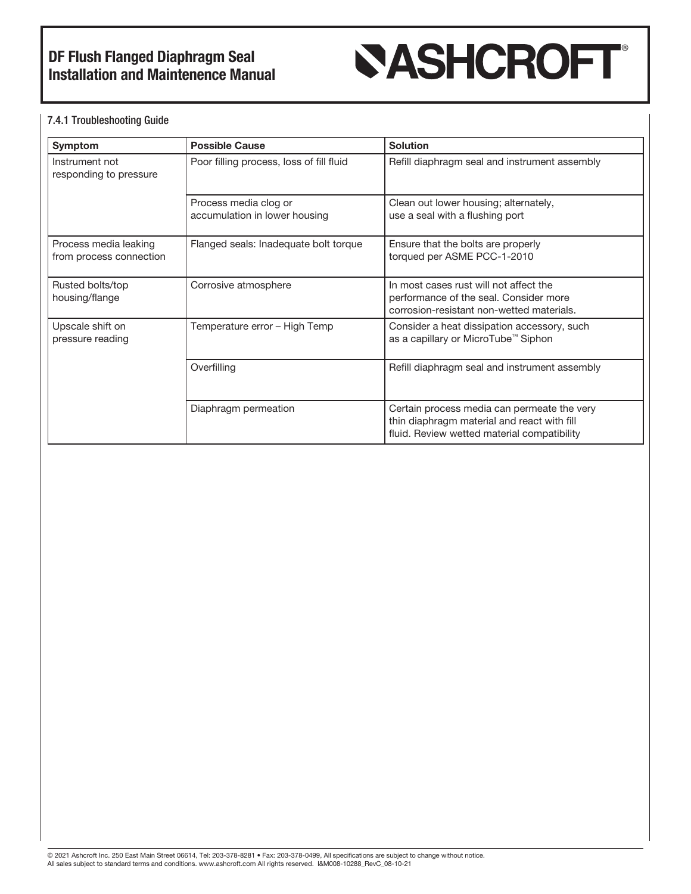#### 7.4.1 Troubleshooting Guide

| Symptom | Possible Cause | Solution |
|---|---|---|
| Instrument not responding to pressure | Poor filling process, loss of fill fluid | Refill diaphragm seal and instrument assembly |
| | Process media clog or accumulation in lower housing | Clean out lower housing; alternately, use a seal with a flushing port |
| Process media leaking from process connection | Flanged seals: Inadequate bolt torque | Ensure that the bolts are properly torqued per ASME PCC-1-2010 |
| Rusted bolts/top housing/flange | Corrosive atmosphere | In most cases rust will not affect the performance of the seal. Consider more corrosion-resistant non-wetted materials. |
| Upscale shift on pressure reading | Temperature error – High Temp | Consider a heat dissipation accessory, such as a capillary or MicroTube™ Siphon |
| | Overfilling | Refill diaphragm seal and instrument assembly |
| | Diaphragm permeation | Certain process media can permeate the very thin diaphragm material and react with fill fluid. Review wetted material compatibility |